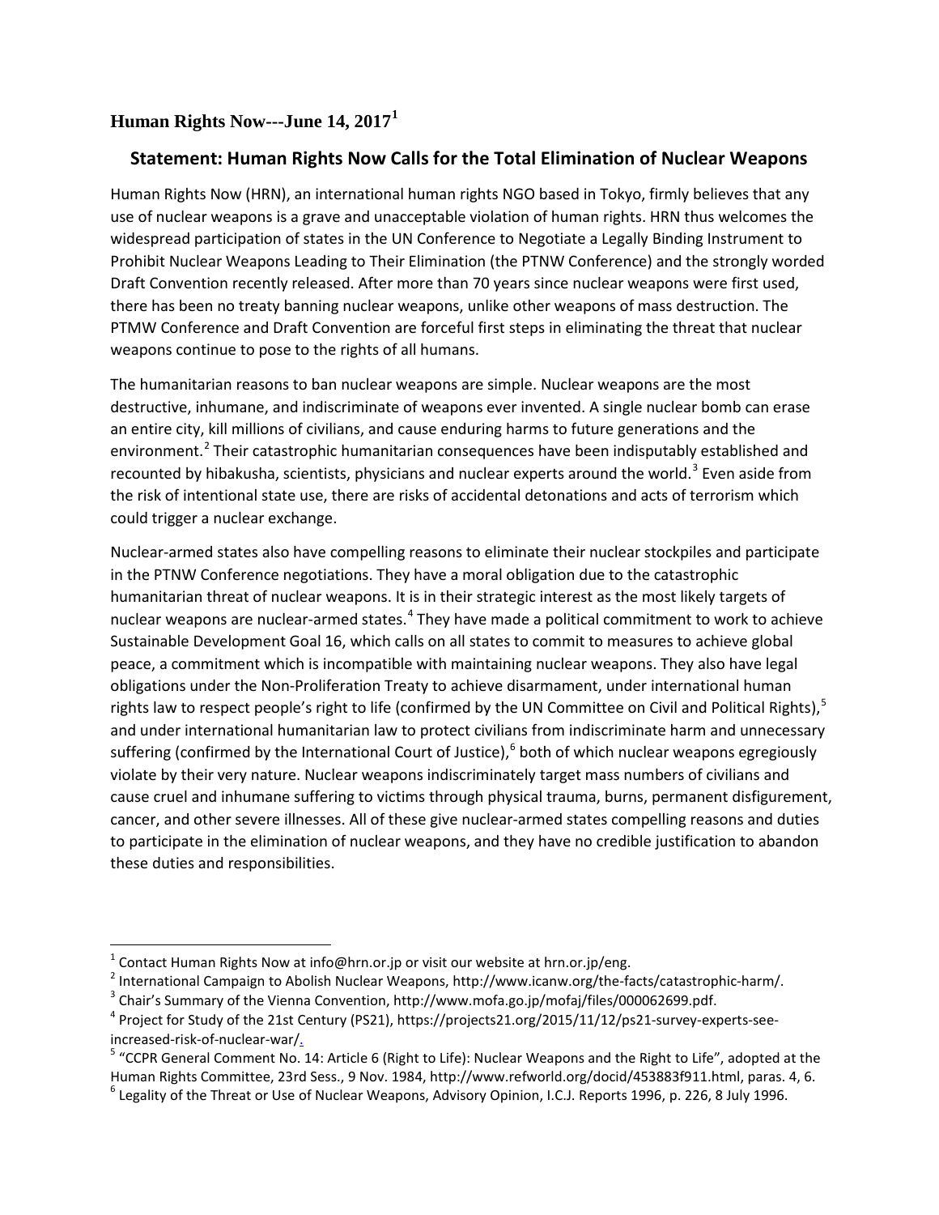**Human Rights Now---June 14, 2017**[1]

## Statement: Human Rights Now Calls for the Total Elimination of Nuclear Weapons

Human Rights Now (HRN), an international human rights NGO based in Tokyo, firmly believes that any use of nuclear weapons is a grave and unacceptable violation of human rights. HRN thus welcomes the widespread participation of states in the UN Conference to Negotiate a Legally Binding Instrument to Prohibit Nuclear Weapons Leading to Their Elimination (the PTNW Conference) and the strongly worded Draft Convention recently released. After more than 70 years since nuclear weapons were first used, there has been no treaty banning nuclear weapons, unlike other weapons of mass destruction. The PTMW Conference and Draft Convention are forceful first steps in eliminating the threat that nuclear weapons continue to pose to the rights of all humans.

The humanitarian reasons to ban nuclear weapons are simple. Nuclear weapons are the most destructive, inhumane, and indiscriminate of weapons ever invented. A single nuclear bomb can erase an entire city, kill millions of civilians, and cause enduring harms to future generations and the environment.[2] Their catastrophic humanitarian consequences have been indisputably established and recounted by hibakusha, scientists, physicians and nuclear experts around the world.[3] Even aside from the risk of intentional state use, there are risks of accidental detonations and acts of terrorism which could trigger a nuclear exchange.

Nuclear-armed states also have compelling reasons to eliminate their nuclear stockpiles and participate in the PTNW Conference negotiations. They have a moral obligation due to the catastrophic humanitarian threat of nuclear weapons. It is in their strategic interest as the most likely targets of nuclear weapons are nuclear-armed states.[4] They have made a political commitment to work to achieve Sustainable Development Goal 16, which calls on all states to commit to measures to achieve global peace, a commitment which is incompatible with maintaining nuclear weapons. They also have legal obligations under the Non-Proliferation Treaty to achieve disarmament, under international human rights law to respect people's right to life (confirmed by the UN Committee on Civil and Political Rights),[5] and under international humanitarian law to protect civilians from indiscriminate harm and unnecessary suffering (confirmed by the International Court of Justice),[6] both of which nuclear weapons egregiously violate by their very nature. Nuclear weapons indiscriminately target mass numbers of civilians and cause cruel and inhumane suffering to victims through physical trauma, burns, permanent disfigurement, cancer, and other severe illnesses. All of these give nuclear-armed states compelling reasons and duties to participate in the elimination of nuclear weapons, and they have no credible justification to abandon these duties and responsibilities.

---

[1] Contact Human Rights Now at info@hrn.or.jp or visit our website at hrn.or.jp/eng.

[2] International Campaign to Abolish Nuclear Weapons, http://www.icanw.org/the-facts/catastrophic-harm/.

[3] Chair's Summary of the Vienna Convention, http://www.mofa.go.jp/mofaj/files/000062699.pdf.

[4] Project for Study of the 21st Century (PS21), https://projects21.org/2015/11/12/ps21-survey-experts-see-increased-risk-of-nuclear-war/.

[5] "CCPR General Comment No. 14: Article 6 (Right to Life): Nuclear Weapons and the Right to Life", adopted at the Human Rights Committee, 23rd Sess., 9 Nov. 1984, http://www.refworld.org/docid/453883f911.html, paras. 4, 6.

[6] Legality of the Threat or Use of Nuclear Weapons, Advisory Opinion, I.C.J. Reports 1996, p. 226, 8 July 1996.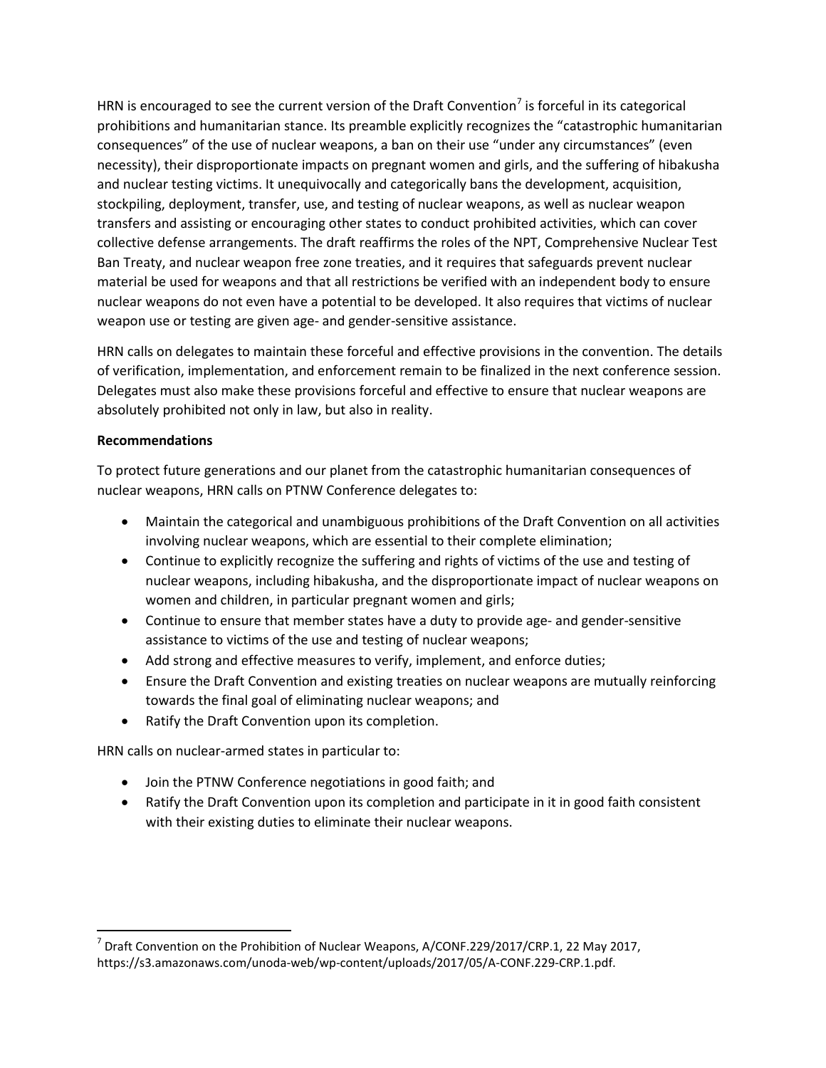HRN is encouraged to see the current version of the Draft Convention[7] is forceful in its categorical prohibitions and humanitarian stance. Its preamble explicitly recognizes the "catastrophic humanitarian consequences" of the use of nuclear weapons, a ban on their use "under any circumstances" (even necessity), their disproportionate impacts on pregnant women and girls, and the suffering of hibakusha and nuclear testing victims. It unequivocally and categorically bans the development, acquisition, stockpiling, deployment, transfer, use, and testing of nuclear weapons, as well as nuclear weapon transfers and assisting or encouraging other states to conduct prohibited activities, which can cover collective defense arrangements. The draft reaffirms the roles of the NPT, Comprehensive Nuclear Test Ban Treaty, and nuclear weapon free zone treaties, and it requires that safeguards prevent nuclear material be used for weapons and that all restrictions be verified with an independent body to ensure nuclear weapons do not even have a potential to be developed. It also requires that victims of nuclear weapon use or testing are given age- and gender-sensitive assistance.

HRN calls on delegates to maintain these forceful and effective provisions in the convention. The details of verification, implementation, and enforcement remain to be finalized in the next conference session. Delegates must also make these provisions forceful and effective to ensure that nuclear weapons are absolutely prohibited not only in law, but also in reality.

**Recommendations**

To protect future generations and our planet from the catastrophic humanitarian consequences of nuclear weapons, HRN calls on PTNW Conference delegates to:

- Maintain the categorical and unambiguous prohibitions of the Draft Convention on all activities involving nuclear weapons, which are essential to their complete elimination;
- Continue to explicitly recognize the suffering and rights of victims of the use and testing of nuclear weapons, including hibakusha, and the disproportionate impact of nuclear weapons on women and children, in particular pregnant women and girls;
- Continue to ensure that member states have a duty to provide age- and gender-sensitive assistance to victims of the use and testing of nuclear weapons;
- Add strong and effective measures to verify, implement, and enforce duties;
- Ensure the Draft Convention and existing treaties on nuclear weapons are mutually reinforcing towards the final goal of eliminating nuclear weapons; and
- Ratify the Draft Convention upon its completion.

HRN calls on nuclear-armed states in particular to:

- Join the PTNW Conference negotiations in good faith; and
- Ratify the Draft Convention upon its completion and participate in it in good faith consistent with their existing duties to eliminate their nuclear weapons.

[7] Draft Convention on the Prohibition of Nuclear Weapons, A/CONF.229/2017/CRP.1, 22 May 2017, https://s3.amazonaws.com/unoda-web/wp-content/uploads/2017/05/A-CONF.229-CRP.1.pdf.